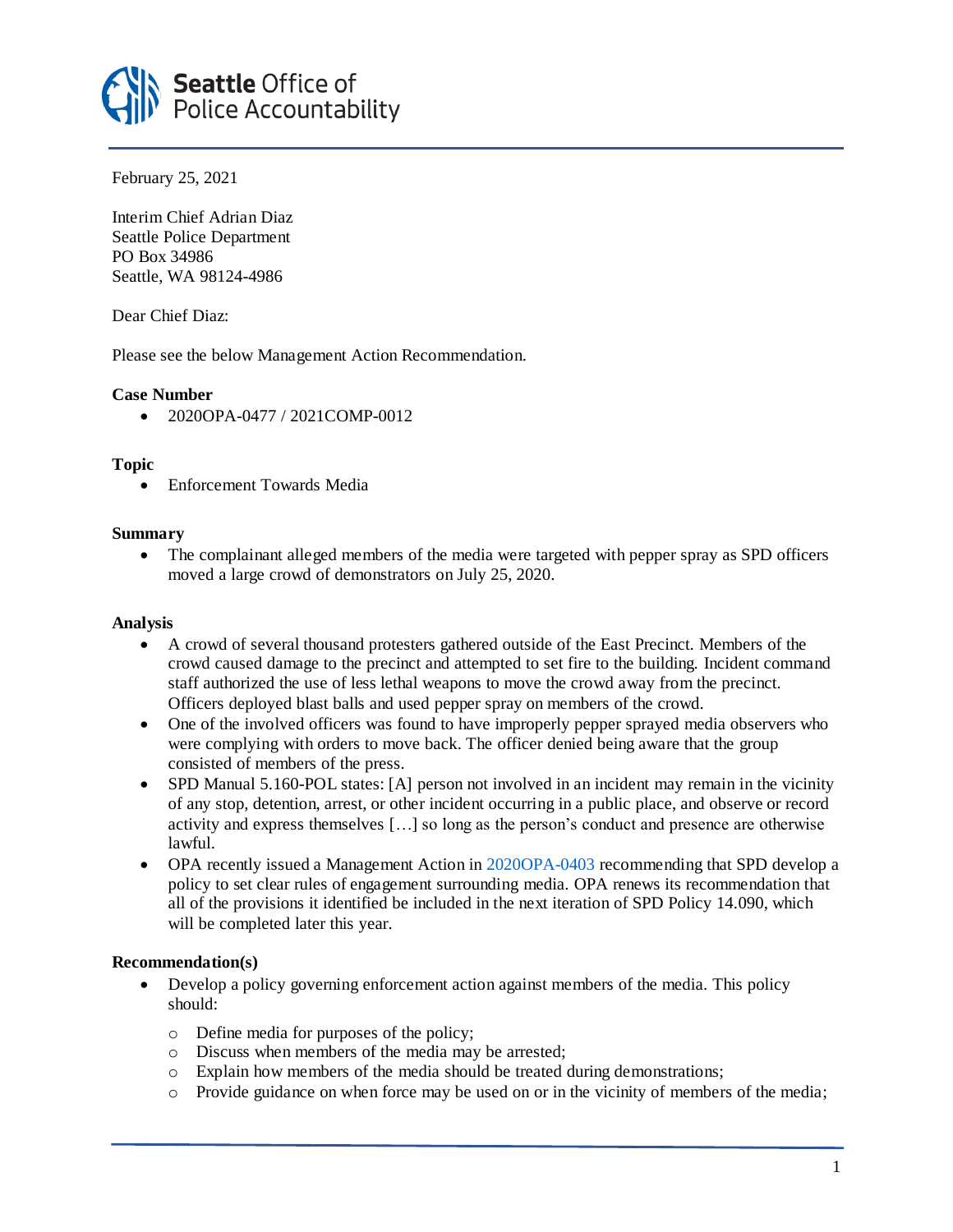**Seattle** Office of Police Accountability

February 25, 2021

Interim Chief Adrian Diaz
Seattle Police Department
PO Box 34986
Seattle, WA 98124-4986

Dear Chief Diaz:

Please see the below Management Action Recommendation.

**Case Number**

- 2020OPA-0477 / 2021COMP-0012

**Topic**

- Enforcement Towards Media

**Summary**

- The complainant alleged members of the media were targeted with pepper spray as SPD officers moved a large crowd of demonstrators on July 25, 2020.

**Analysis**

- A crowd of several thousand protesters gathered outside of the East Precinct. Members of the crowd caused damage to the precinct and attempted to set fire to the building. Incident command staff authorized the use of less lethal weapons to move the crowd away from the precinct. Officers deployed blast balls and used pepper spray on members of the crowd.
- One of the involved officers was found to have improperly pepper sprayed media observers who were complying with orders to move back. The officer denied being aware that the group consisted of members of the press.
- SPD Manual 5.160-POL states: [A] person not involved in an incident may remain in the vicinity of any stop, detention, arrest, or other incident occurring in a public place, and observe or record activity and express themselves […] so long as the person's conduct and presence are otherwise lawful.
- OPA recently issued a Management Action in 2020OPA-0403 recommending that SPD develop a policy to set clear rules of engagement surrounding media. OPA renews its recommendation that all of the provisions it identified be included in the next iteration of SPD Policy 14.090, which will be completed later this year.

**Recommendation(s)**

- Develop a policy governing enforcement action against members of the media. This policy should:
  - Define media for purposes of the policy;
  - Discuss when members of the media may be arrested;
  - Explain how members of the media should be treated during demonstrations;
  - Provide guidance on when force may be used on or in the vicinity of members of the media;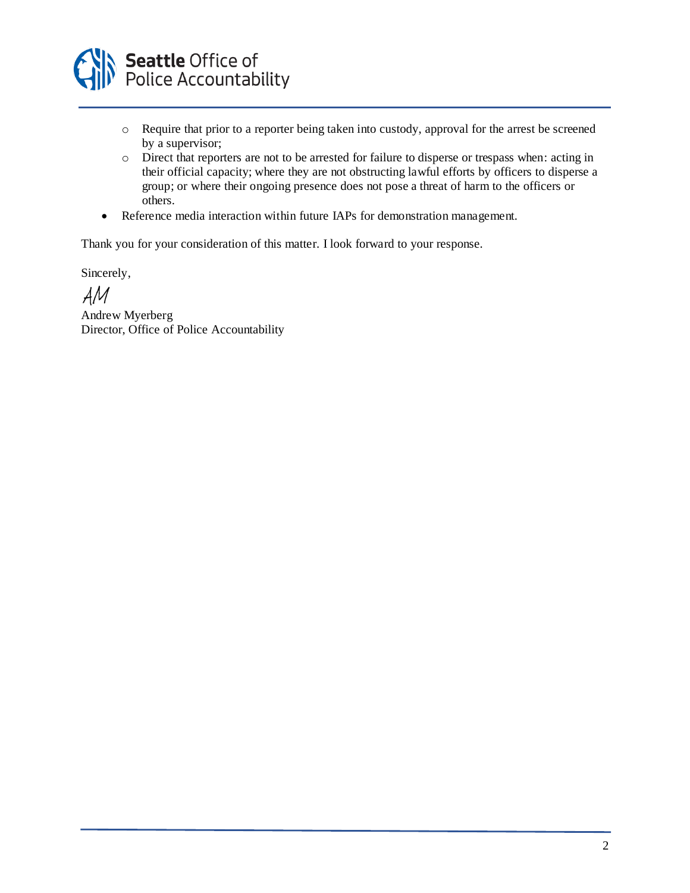- Require that prior to a reporter being taken into custody, approval for the arrest be screened by a supervisor;
  - Direct that reporters are not to be arrested for failure to disperse or trespass when: acting in their official capacity; where they are not obstructing lawful efforts by officers to disperse a group; or where their ongoing presence does not pose a threat of harm to the officers or others.
- Reference media interaction within future IAPs for demonstration management.

Thank you for your consideration of this matter. I look forward to your response.

Sincerely,

AM

Andrew Myerberg
Director, Office of Police Accountability